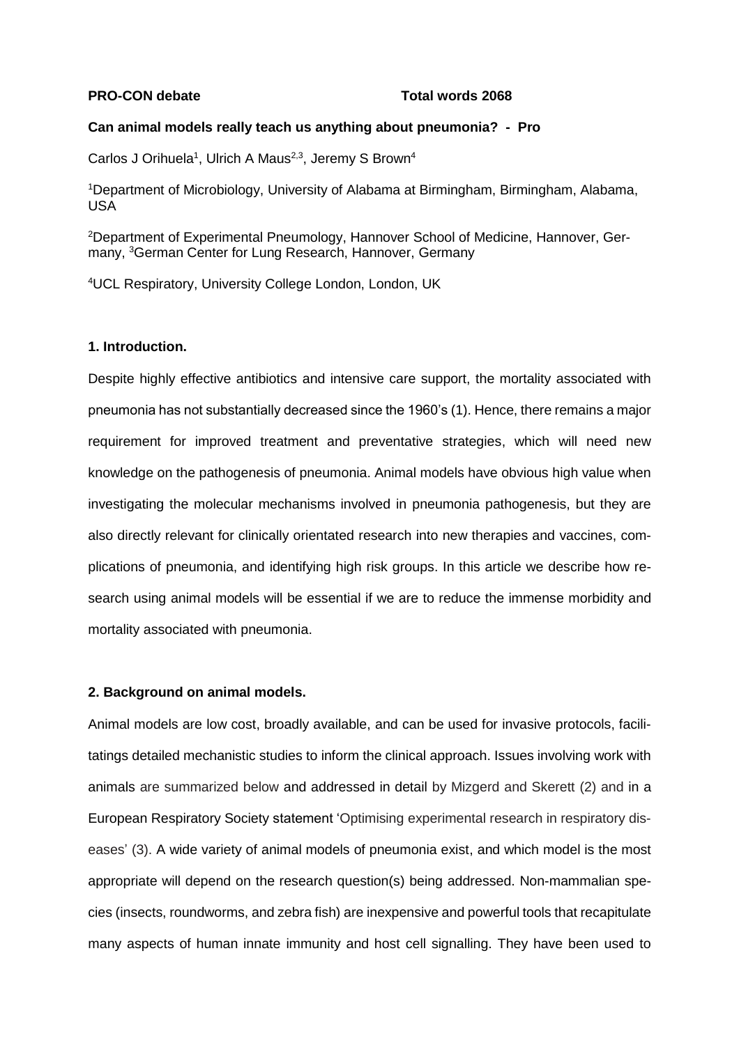**PRO-CON debate** **Total words 2068**

**Can animal models really teach us anything about pneumonia? - Pro**

Carlos J Orihuela[1], Ulrich A Maus[2,3], Jeremy S Brown[4]

[1]Department of Microbiology, University of Alabama at Birmingham, Birmingham, Alabama, USA

[2]Department of Experimental Pneumology, Hannover School of Medicine, Hannover, Germany, [3]German Center for Lung Research, Hannover, Germany

[4]UCL Respiratory, University College London, London, UK

## 1. Introduction.

Despite highly effective antibiotics and intensive care support, the mortality associated with pneumonia has not substantially decreased since the 1960's (1). Hence, there remains a major requirement for improved treatment and preventative strategies, which will need new knowledge on the pathogenesis of pneumonia. Animal models have obvious high value when investigating the molecular mechanisms involved in pneumonia pathogenesis, but they are also directly relevant for clinically orientated research into new therapies and vaccines, complications of pneumonia, and identifying high risk groups. In this article we describe how research using animal models will be essential if we are to reduce the immense morbidity and mortality associated with pneumonia.

## 2. Background on animal models.

Animal models are low cost, broadly available, and can be used for invasive protocols, facilitatings detailed mechanistic studies to inform the clinical approach. Issues involving work with animals are summarized below and addressed in detail by Mizgerd and Skerett (2) and in a European Respiratory Society statement 'Optimising experimental research in respiratory diseases' (3). A wide variety of animal models of pneumonia exist, and which model is the most appropriate will depend on the research question(s) being addressed. Non-mammalian species (insects, roundworms, and zebra fish) are inexpensive and powerful tools that recapitulate many aspects of human innate immunity and host cell signalling. They have been used to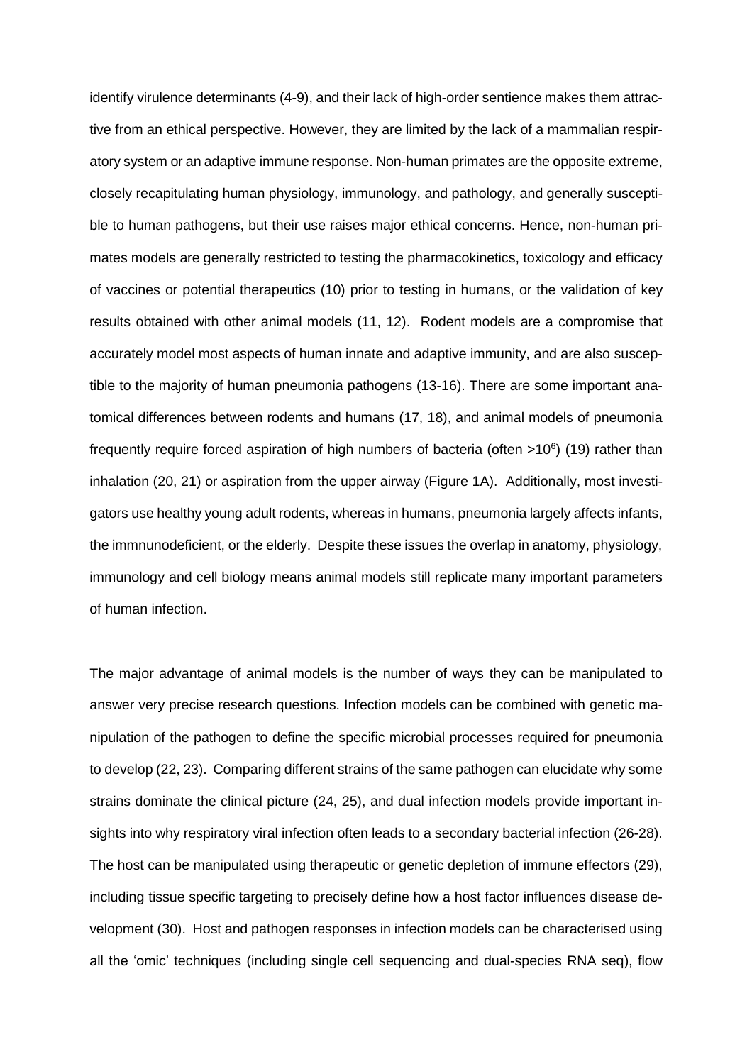identify virulence determinants (4-9), and their lack of high-order sentience makes them attractive from an ethical perspective. However, they are limited by the lack of a mammalian respiratory system or an adaptive immune response. Non-human primates are the opposite extreme, closely recapitulating human physiology, immunology, and pathology, and generally susceptible to human pathogens, but their use raises major ethical concerns. Hence, non-human primates models are generally restricted to testing the pharmacokinetics, toxicology and efficacy of vaccines or potential therapeutics (10) prior to testing in humans, or the validation of key results obtained with other animal models (11, 12). Rodent models are a compromise that accurately model most aspects of human innate and adaptive immunity, and are also susceptible to the majority of human pneumonia pathogens (13-16). There are some important anatomical differences between rodents and humans (17, 18), and animal models of pneumonia frequently require forced aspiration of high numbers of bacteria (often $>10^6$) (19) rather than inhalation (20, 21) or aspiration from the upper airway (Figure 1A). Additionally, most investigators use healthy young adult rodents, whereas in humans, pneumonia largely affects infants, the immnunodeficient, or the elderly. Despite these issues the overlap in anatomy, physiology, immunology and cell biology means animal models still replicate many important parameters of human infection.

The major advantage of animal models is the number of ways they can be manipulated to answer very precise research questions. Infection models can be combined with genetic manipulation of the pathogen to define the specific microbial processes required for pneumonia to develop (22, 23). Comparing different strains of the same pathogen can elucidate why some strains dominate the clinical picture (24, 25), and dual infection models provide important insights into why respiratory viral infection often leads to a secondary bacterial infection (26-28). The host can be manipulated using therapeutic or genetic depletion of immune effectors (29), including tissue specific targeting to precisely define how a host factor influences disease development (30). Host and pathogen responses in infection models can be characterised using all the 'omic' techniques (including single cell sequencing and dual-species RNA seq), flow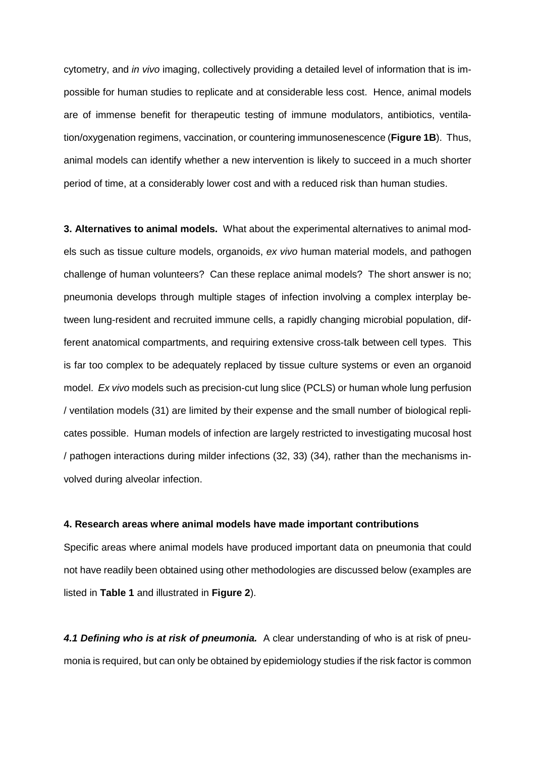cytometry, and *in vivo* imaging, collectively providing a detailed level of information that is impossible for human studies to replicate and at considerable less cost. Hence, animal models are of immense benefit for therapeutic testing of immune modulators, antibiotics, ventilation/oxygenation regimens, vaccination, or countering immunosenescence (**Figure 1B**). Thus, animal models can identify whether a new intervention is likely to succeed in a much shorter period of time, at a considerably lower cost and with a reduced risk than human studies.

**3. Alternatives to animal models.** What about the experimental alternatives to animal models such as tissue culture models, organoids, *ex vivo* human material models, and pathogen challenge of human volunteers? Can these replace animal models? The short answer is no; pneumonia develops through multiple stages of infection involving a complex interplay between lung-resident and recruited immune cells, a rapidly changing microbial population, different anatomical compartments, and requiring extensive cross-talk between cell types. This is far too complex to be adequately replaced by tissue culture systems or even an organoid model. *Ex vivo* models such as precision-cut lung slice (PCLS) or human whole lung perfusion / ventilation models (31) are limited by their expense and the small number of biological replicates possible. Human models of infection are largely restricted to investigating mucosal host / pathogen interactions during milder infections (32, 33) (34), rather than the mechanisms involved during alveolar infection.

**4. Research areas where animal models have made important contributions**

Specific areas where animal models have produced important data on pneumonia that could not have readily been obtained using other methodologies are discussed below (examples are listed in **Table 1** and illustrated in **Figure 2**).

***4.1 Defining who is at risk of pneumonia.*** A clear understanding of who is at risk of pneumonia is required, but can only be obtained by epidemiology studies if the risk factor is common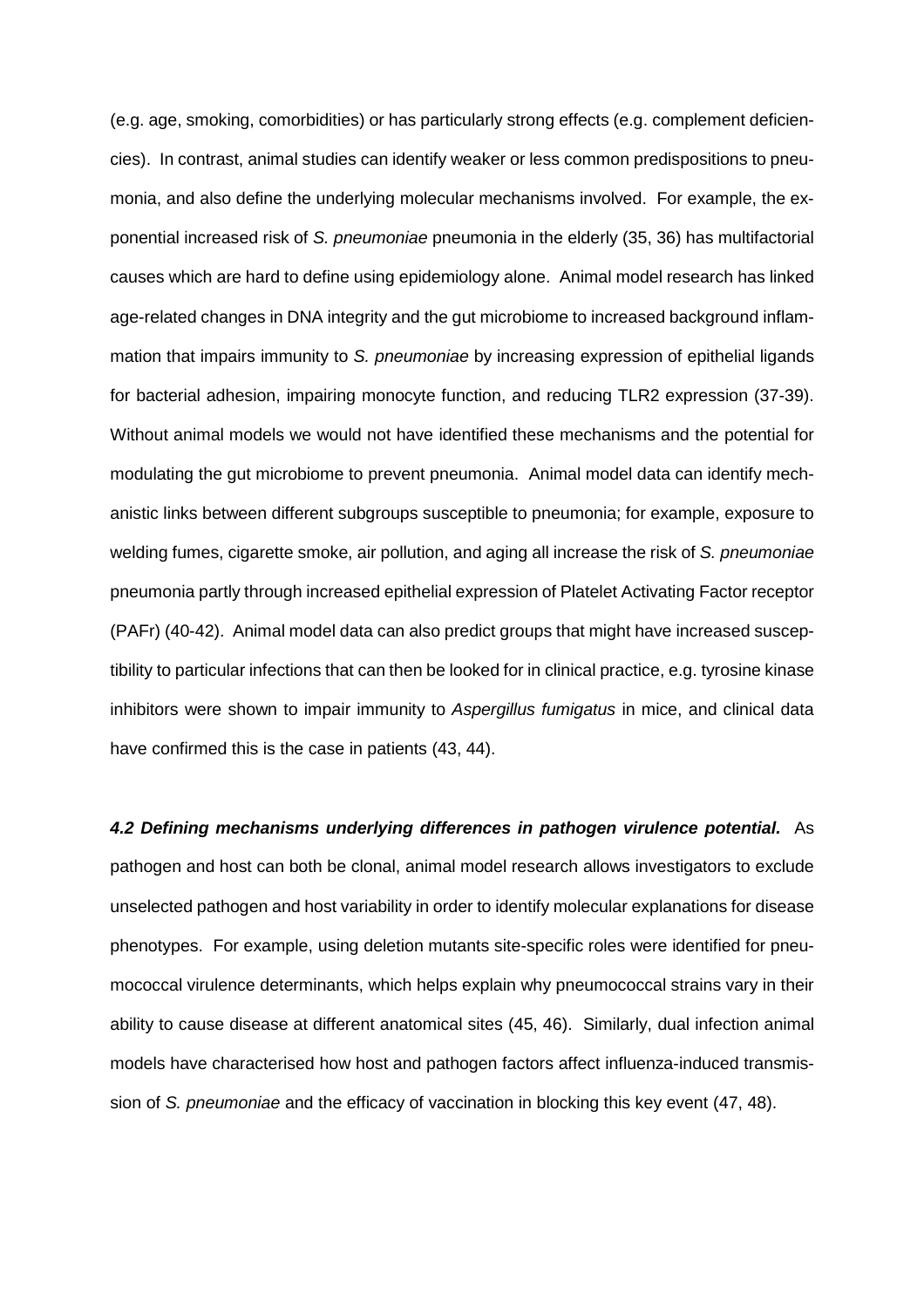(e.g. age, smoking, comorbidities) or has particularly strong effects (e.g. complement deficiencies). In contrast, animal studies can identify weaker or less common predispositions to pneumonia, and also define the underlying molecular mechanisms involved. For example, the exponential increased risk of *S. pneumoniae* pneumonia in the elderly (35, 36) has multifactorial causes which are hard to define using epidemiology alone. Animal model research has linked age-related changes in DNA integrity and the gut microbiome to increased background inflammation that impairs immunity to *S. pneumoniae* by increasing expression of epithelial ligands for bacterial adhesion, impairing monocyte function, and reducing TLR2 expression (37-39). Without animal models we would not have identified these mechanisms and the potential for modulating the gut microbiome to prevent pneumonia. Animal model data can identify mechanistic links between different subgroups susceptible to pneumonia; for example, exposure to welding fumes, cigarette smoke, air pollution, and aging all increase the risk of *S. pneumoniae* pneumonia partly through increased epithelial expression of Platelet Activating Factor receptor (PAFr) (40-42). Animal model data can also predict groups that might have increased susceptibility to particular infections that can then be looked for in clinical practice, e.g. tyrosine kinase inhibitors were shown to impair immunity to *Aspergillus fumigatus* in mice, and clinical data have confirmed this is the case in patients (43, 44).

***4.2 Defining mechanisms underlying differences in pathogen virulence potential.*** As pathogen and host can both be clonal, animal model research allows investigators to exclude unselected pathogen and host variability in order to identify molecular explanations for disease phenotypes. For example, using deletion mutants site-specific roles were identified for pneumococcal virulence determinants, which helps explain why pneumococcal strains vary in their ability to cause disease at different anatomical sites (45, 46). Similarly, dual infection animal models have characterised how host and pathogen factors affect influenza-induced transmission of *S. pneumoniae* and the efficacy of vaccination in blocking this key event (47, 48).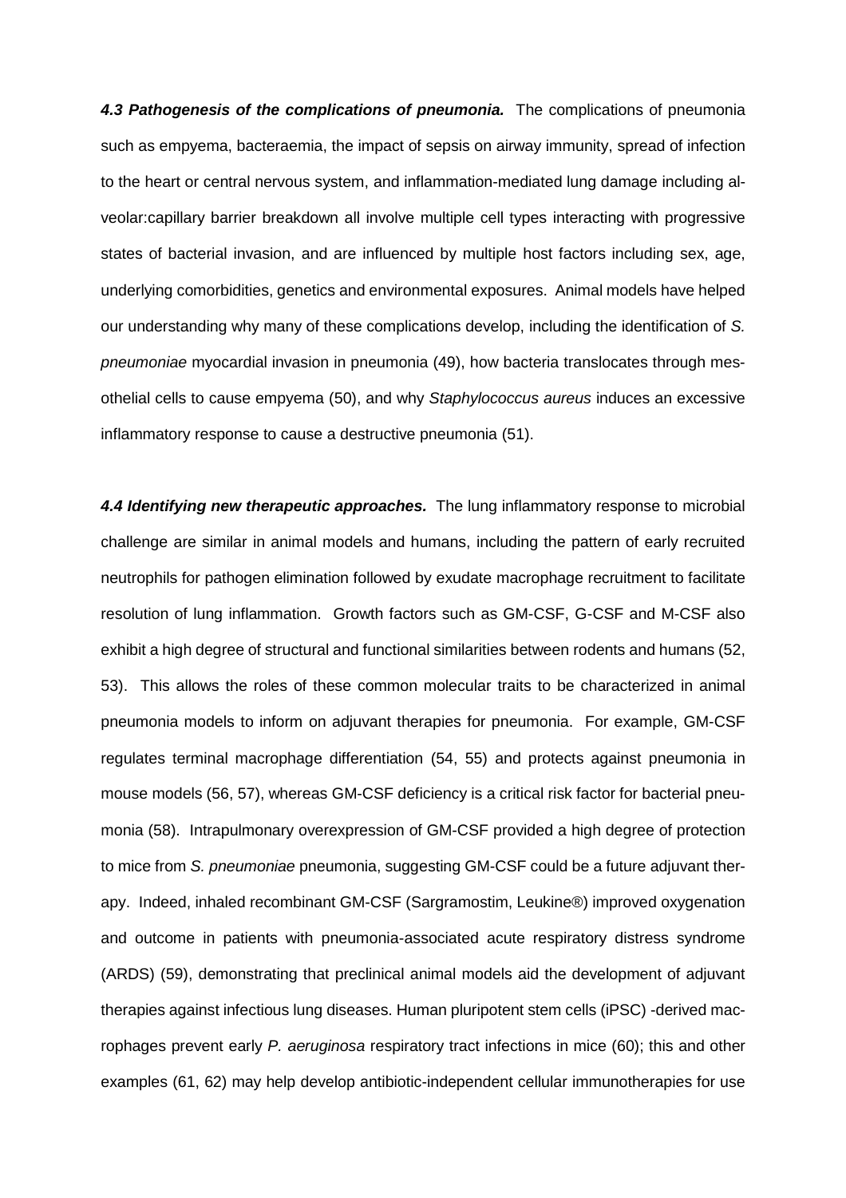***4.3 Pathogenesis of the complications of pneumonia.*** The complications of pneumonia such as empyema, bacteraemia, the impact of sepsis on airway immunity, spread of infection to the heart or central nervous system, and inflammation-mediated lung damage including alveolar:capillary barrier breakdown all involve multiple cell types interacting with progressive states of bacterial invasion, and are influenced by multiple host factors including sex, age, underlying comorbidities, genetics and environmental exposures. Animal models have helped our understanding why many of these complications develop, including the identification of *S. pneumoniae* myocardial invasion in pneumonia (49), how bacteria translocates through mesothelial cells to cause empyema (50), and why *Staphylococcus aureus* induces an excessive inflammatory response to cause a destructive pneumonia (51).

***4.4 Identifying new therapeutic approaches.*** The lung inflammatory response to microbial challenge are similar in animal models and humans, including the pattern of early recruited neutrophils for pathogen elimination followed by exudate macrophage recruitment to facilitate resolution of lung inflammation. Growth factors such as GM-CSF, G-CSF and M-CSF also exhibit a high degree of structural and functional similarities between rodents and humans (52, 53). This allows the roles of these common molecular traits to be characterized in animal pneumonia models to inform on adjuvant therapies for pneumonia. For example, GM-CSF regulates terminal macrophage differentiation (54, 55) and protects against pneumonia in mouse models (56, 57), whereas GM-CSF deficiency is a critical risk factor for bacterial pneumonia (58). Intrapulmonary overexpression of GM-CSF provided a high degree of protection to mice from *S. pneumoniae* pneumonia, suggesting GM-CSF could be a future adjuvant therapy. Indeed, inhaled recombinant GM-CSF (Sargramostim, Leukine®) improved oxygenation and outcome in patients with pneumonia-associated acute respiratory distress syndrome (ARDS) (59), demonstrating that preclinical animal models aid the development of adjuvant therapies against infectious lung diseases. Human pluripotent stem cells (iPSC) -derived macrophages prevent early *P. aeruginosa* respiratory tract infections in mice (60); this and other examples (61, 62) may help develop antibiotic-independent cellular immunotherapies for use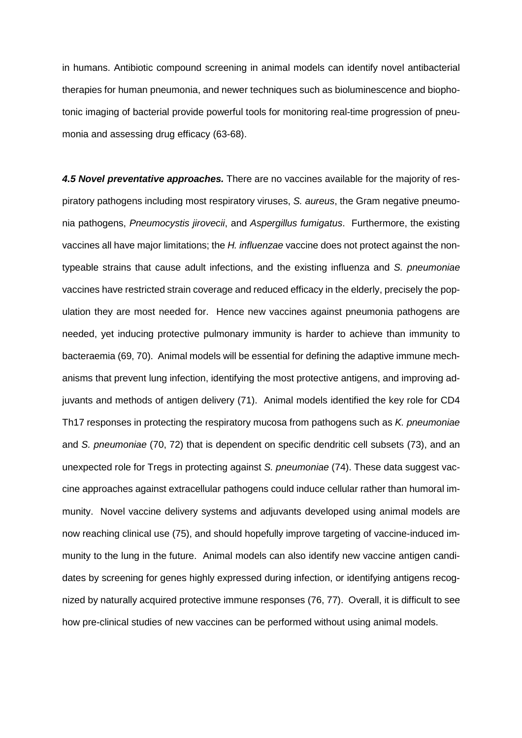in humans. Antibiotic compound screening in animal models can identify novel antibacterial therapies for human pneumonia, and newer techniques such as bioluminescence and biophotonic imaging of bacterial provide powerful tools for monitoring real-time progression of pneumonia and assessing drug efficacy (63-68).

***4.5 Novel preventative approaches.*** There are no vaccines available for the majority of respiratory pathogens including most respiratory viruses, *S. aureus*, the Gram negative pneumonia pathogens, *Pneumocystis jirovecii*, and *Aspergillus fumigatus*. Furthermore, the existing vaccines all have major limitations; the *H. influenzae* vaccine does not protect against the non-typeable strains that cause adult infections, and the existing influenza and *S. pneumoniae* vaccines have restricted strain coverage and reduced efficacy in the elderly, precisely the population they are most needed for. Hence new vaccines against pneumonia pathogens are needed, yet inducing protective pulmonary immunity is harder to achieve than immunity to bacteraemia (69, 70). Animal models will be essential for defining the adaptive immune mechanisms that prevent lung infection, identifying the most protective antigens, and improving adjuvants and methods of antigen delivery (71). Animal models identified the key role for CD4 Th17 responses in protecting the respiratory mucosa from pathogens such as *K. pneumoniae* and *S. pneumoniae* (70, 72) that is dependent on specific dendritic cell subsets (73), and an unexpected role for Tregs in protecting against *S. pneumoniae* (74). These data suggest vaccine approaches against extracellular pathogens could induce cellular rather than humoral immunity. Novel vaccine delivery systems and adjuvants developed using animal models are now reaching clinical use (75), and should hopefully improve targeting of vaccine-induced immunity to the lung in the future. Animal models can also identify new vaccine antigen candidates by screening for genes highly expressed during infection, or identifying antigens recognized by naturally acquired protective immune responses (76, 77). Overall, it is difficult to see how pre-clinical studies of new vaccines can be performed without using animal models.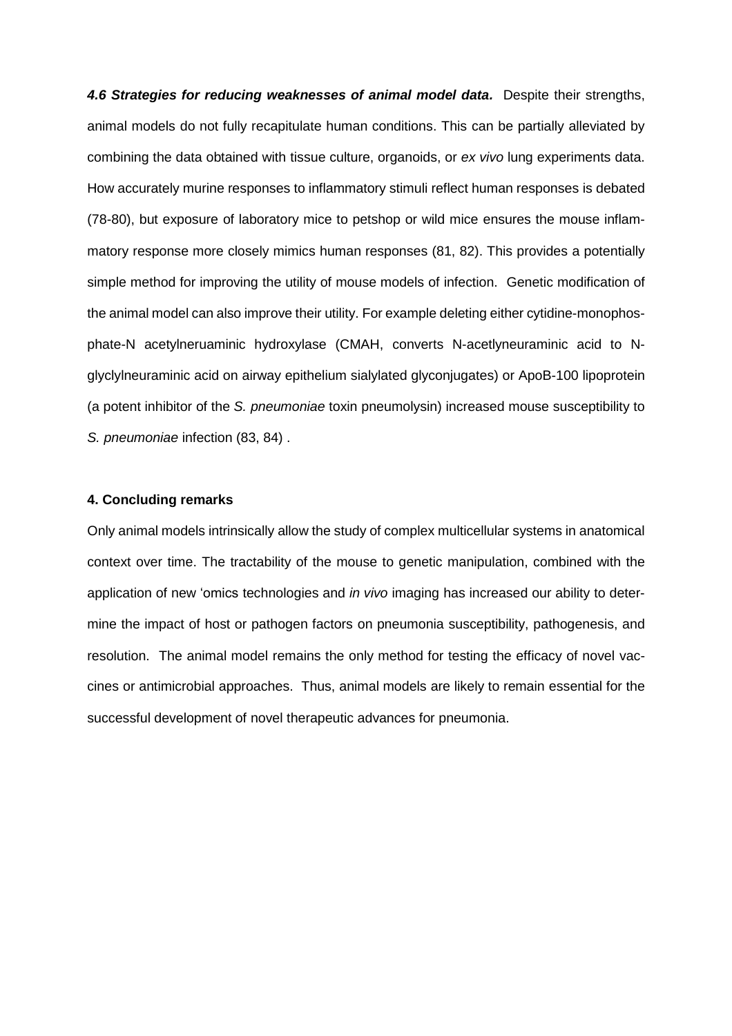***4.6 Strategies for reducing weaknesses of animal model data.*** Despite their strengths, animal models do not fully recapitulate human conditions. This can be partially alleviated by combining the data obtained with tissue culture, organoids, or *ex vivo* lung experiments data. How accurately murine responses to inflammatory stimuli reflect human responses is debated (78-80), but exposure of laboratory mice to petshop or wild mice ensures the mouse inflammatory response more closely mimics human responses (81, 82). This provides a potentially simple method for improving the utility of mouse models of infection. Genetic modification of the animal model can also improve their utility. For example deleting either cytidine-monophosphate-N acetylneruaminic hydroxylase (CMAH, converts N-acetlyneuraminic acid to N-glyclylneuraminic acid on airway epithelium sialylated glyconjugates) or ApoB-100 lipoprotein (a potent inhibitor of the *S. pneumoniae* toxin pneumolysin) increased mouse susceptibility to *S. pneumoniae* infection (83, 84) .

#### 4. Concluding remarks

Only animal models intrinsically allow the study of complex multicellular systems in anatomical context over time. The tractability of the mouse to genetic manipulation, combined with the application of new 'omics technologies and *in vivo* imaging has increased our ability to determine the impact of host or pathogen factors on pneumonia susceptibility, pathogenesis, and resolution. The animal model remains the only method for testing the efficacy of novel vaccines or antimicrobial approaches. Thus, animal models are likely to remain essential for the successful development of novel therapeutic advances for pneumonia.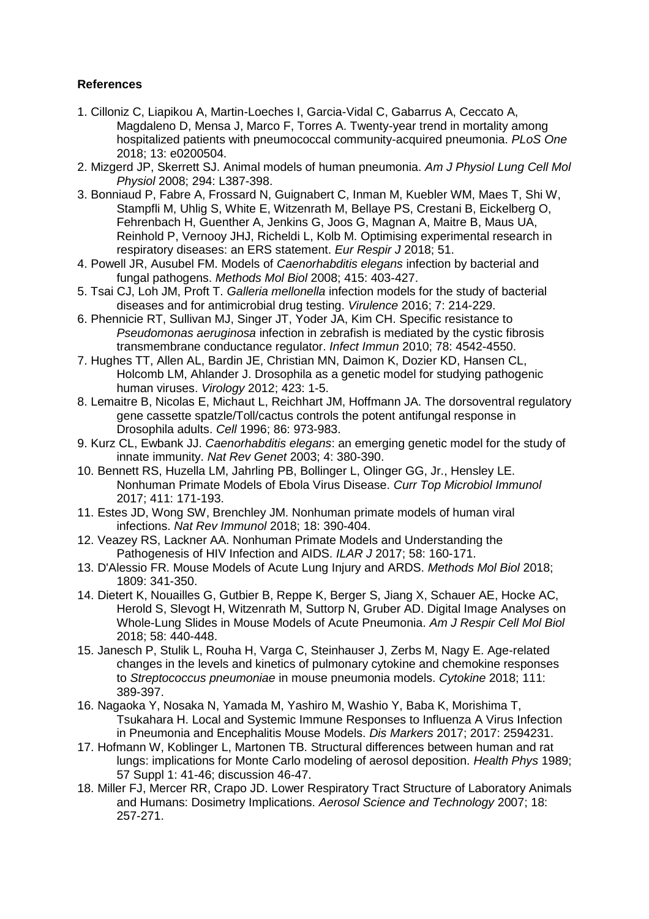**References**

1. Cilloniz C, Liapikou A, Martin-Loeches I, Garcia-Vidal C, Gabarrus A, Ceccato A, Magdaleno D, Mensa J, Marco F, Torres A. Twenty-year trend in mortality among hospitalized patients with pneumococcal community-acquired pneumonia. *PLoS One* 2018; 13: e0200504.
2. Mizgerd JP, Skerrett SJ. Animal models of human pneumonia. *Am J Physiol Lung Cell Mol Physiol* 2008; 294: L387-398.
3. Bonniaud P, Fabre A, Frossard N, Guignabert C, Inman M, Kuebler WM, Maes T, Shi W, Stampfli M, Uhlig S, White E, Witzenrath M, Bellaye PS, Crestani B, Eickelberg O, Fehrenbach H, Guenther A, Jenkins G, Joos G, Magnan A, Maitre B, Maus UA, Reinhold P, Vernooy JHJ, Richeldi L, Kolb M. Optimising experimental research in respiratory diseases: an ERS statement. *Eur Respir J* 2018; 51.
4. Powell JR, Ausubel FM. Models of *Caenorhabditis elegans* infection by bacterial and fungal pathogens. *Methods Mol Biol* 2008; 415: 403-427.
5. Tsai CJ, Loh JM, Proft T. *Galleria mellonella* infection models for the study of bacterial diseases and for antimicrobial drug testing. *Virulence* 2016; 7: 214-229.
6. Phennicie RT, Sullivan MJ, Singer JT, Yoder JA, Kim CH. Specific resistance to *Pseudomonas aeruginosa* infection in zebrafish is mediated by the cystic fibrosis transmembrane conductance regulator. *Infect Immun* 2010; 78: 4542-4550.
7. Hughes TT, Allen AL, Bardin JE, Christian MN, Daimon K, Dozier KD, Hansen CL, Holcomb LM, Ahlander J. Drosophila as a genetic model for studying pathogenic human viruses. *Virology* 2012; 423: 1-5.
8. Lemaitre B, Nicolas E, Michaut L, Reichhart JM, Hoffmann JA. The dorsoventral regulatory gene cassette spatzle/Toll/cactus controls the potent antifungal response in Drosophila adults. *Cell* 1996; 86: 973-983.
9. Kurz CL, Ewbank JJ. *Caenorhabditis elegans*: an emerging genetic model for the study of innate immunity. *Nat Rev Genet* 2003; 4: 380-390.
10. Bennett RS, Huzella LM, Jahrling PB, Bollinger L, Olinger GG, Jr., Hensley LE. Nonhuman Primate Models of Ebola Virus Disease. *Curr Top Microbiol Immunol* 2017; 411: 171-193.
11. Estes JD, Wong SW, Brenchley JM. Nonhuman primate models of human viral infections. *Nat Rev Immunol* 2018; 18: 390-404.
12. Veazey RS, Lackner AA. Nonhuman Primate Models and Understanding the Pathogenesis of HIV Infection and AIDS. *ILAR J* 2017; 58: 160-171.
13. D'Alessio FR. Mouse Models of Acute Lung Injury and ARDS. *Methods Mol Biol* 2018; 1809: 341-350.
14. Dietert K, Nouailles G, Gutbier B, Reppe K, Berger S, Jiang X, Schauer AE, Hocke AC, Herold S, Slevogt H, Witzenrath M, Suttorp N, Gruber AD. Digital Image Analyses on Whole-Lung Slides in Mouse Models of Acute Pneumonia. *Am J Respir Cell Mol Biol* 2018; 58: 440-448.
15. Janesch P, Stulik L, Rouha H, Varga C, Steinhauser J, Zerbs M, Nagy E. Age-related changes in the levels and kinetics of pulmonary cytokine and chemokine responses to *Streptococcus pneumoniae* in mouse pneumonia models. *Cytokine* 2018; 111: 389-397.
16. Nagaoka Y, Nosaka N, Yamada M, Yashiro M, Washio Y, Baba K, Morishima T, Tsukahara H. Local and Systemic Immune Responses to Influenza A Virus Infection in Pneumonia and Encephalitis Mouse Models. *Dis Markers* 2017; 2017: 2594231.
17. Hofmann W, Koblinger L, Martonen TB. Structural differences between human and rat lungs: implications for Monte Carlo modeling of aerosol deposition. *Health Phys* 1989; 57 Suppl 1: 41-46; discussion 46-47.
18. Miller FJ, Mercer RR, Crapo JD. Lower Respiratory Tract Structure of Laboratory Animals and Humans: Dosimetry Implications. *Aerosol Science and Technology* 2007; 18: 257-271.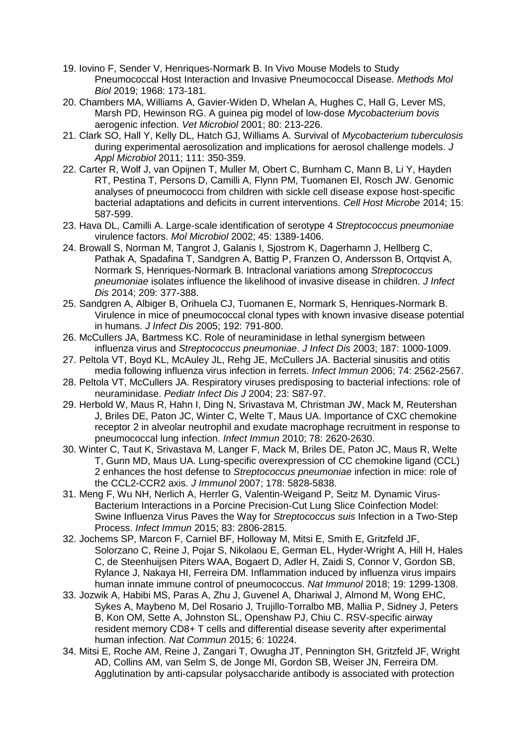19. Iovino F, Sender V, Henriques-Normark B. In Vivo Mouse Models to Study Pneumococcal Host Interaction and Invasive Pneumococcal Disease. *Methods Mol Biol* 2019; 1968: 173-181.
20. Chambers MA, Williams A, Gavier-Widen D, Whelan A, Hughes C, Hall G, Lever MS, Marsh PD, Hewinson RG. A guinea pig model of low-dose *Mycobacterium bovis* aerogenic infection. *Vet Microbiol* 2001; 80: 213-226.
21. Clark SO, Hall Y, Kelly DL, Hatch GJ, Williams A. Survival of *Mycobacterium tuberculosis* during experimental aerosolization and implications for aerosol challenge models. *J Appl Microbiol* 2011; 111: 350-359.
22. Carter R, Wolf J, van Opijnen T, Muller M, Obert C, Burnham C, Mann B, Li Y, Hayden RT, Pestina T, Persons D, Camilli A, Flynn PM, Tuomanen EI, Rosch JW. Genomic analyses of pneumococci from children with sickle cell disease expose host-specific bacterial adaptations and deficits in current interventions. *Cell Host Microbe* 2014; 15: 587-599.
23. Hava DL, Camilli A. Large-scale identification of serotype 4 *Streptococcus pneumoniae* virulence factors. *Mol Microbiol* 2002; 45: 1389-1406.
24. Browall S, Norman M, Tangrot J, Galanis I, Sjostrom K, Dagerhamn J, Hellberg C, Pathak A, Spadafina T, Sandgren A, Battig P, Franzen O, Andersson B, Ortqvist A, Normark S, Henriques-Normark B. Intraclonal variations among *Streptococcus pneumoniae* isolates influence the likelihood of invasive disease in children. *J Infect Dis* 2014; 209: 377-388.
25. Sandgren A, Albiger B, Orihuela CJ, Tuomanen E, Normark S, Henriques-Normark B. Virulence in mice of pneumococcal clonal types with known invasive disease potential in humans. *J Infect Dis* 2005; 192: 791-800.
26. McCullers JA, Bartmess KC. Role of neuraminidase in lethal synergism between influenza virus and *Streptococcus pneumoniae*. *J Infect Dis* 2003; 187: 1000-1009.
27. Peltola VT, Boyd KL, McAuley JL, Rehg JE, McCullers JA. Bacterial sinusitis and otitis media following influenza virus infection in ferrets. *Infect Immun* 2006; 74: 2562-2567.
28. Peltola VT, McCullers JA. Respiratory viruses predisposing to bacterial infections: role of neuraminidase. *Pediatr Infect Dis J* 2004; 23: S87-97.
29. Herbold W, Maus R, Hahn I, Ding N, Srivastava M, Christman JW, Mack M, Reutershan J, Briles DE, Paton JC, Winter C, Welte T, Maus UA. Importance of CXC chemokine receptor 2 in alveolar neutrophil and exudate macrophage recruitment in response to pneumococcal lung infection. *Infect Immun* 2010; 78: 2620-2630.
30. Winter C, Taut K, Srivastava M, Langer F, Mack M, Briles DE, Paton JC, Maus R, Welte T, Gunn MD, Maus UA. Lung-specific overexpression of CC chemokine ligand (CCL) 2 enhances the host defense to *Streptococcus pneumoniae* infection in mice: role of the CCL2-CCR2 axis. *J Immunol* 2007; 178: 5828-5838.
31. Meng F, Wu NH, Nerlich A, Herrler G, Valentin-Weigand P, Seitz M. Dynamic Virus-Bacterium Interactions in a Porcine Precision-Cut Lung Slice Coinfection Model: Swine Influenza Virus Paves the Way for *Streptococcus suis* Infection in a Two-Step Process. *Infect Immun* 2015; 83: 2806-2815.
32. Jochems SP, Marcon F, Carniel BF, Holloway M, Mitsi E, Smith E, Gritzfeld JF, Solorzano C, Reine J, Pojar S, Nikolaou E, German EL, Hyder-Wright A, Hill H, Hales C, de Steenhuijsen Piters WAA, Bogaert D, Adler H, Zaidi S, Connor V, Gordon SB, Rylance J, Nakaya HI, Ferreira DM. Inflammation induced by influenza virus impairs human innate immune control of pneumococcus. *Nat Immunol* 2018; 19: 1299-1308.
33. Jozwik A, Habibi MS, Paras A, Zhu J, Guvenel A, Dhariwal J, Almond M, Wong EHC, Sykes A, Maybeno M, Del Rosario J, Trujillo-Torralbo MB, Mallia P, Sidney J, Peters B, Kon OM, Sette A, Johnston SL, Openshaw PJ, Chiu C. RSV-specific airway resident memory CD8+ T cells and differential disease severity after experimental human infection. *Nat Commun* 2015; 6: 10224.
34. Mitsi E, Roche AM, Reine J, Zangari T, Owugha JT, Pennington SH, Gritzfeld JF, Wright AD, Collins AM, van Selm S, de Jonge MI, Gordon SB, Weiser JN, Ferreira DM. Agglutination by anti-capsular polysaccharide antibody is associated with protection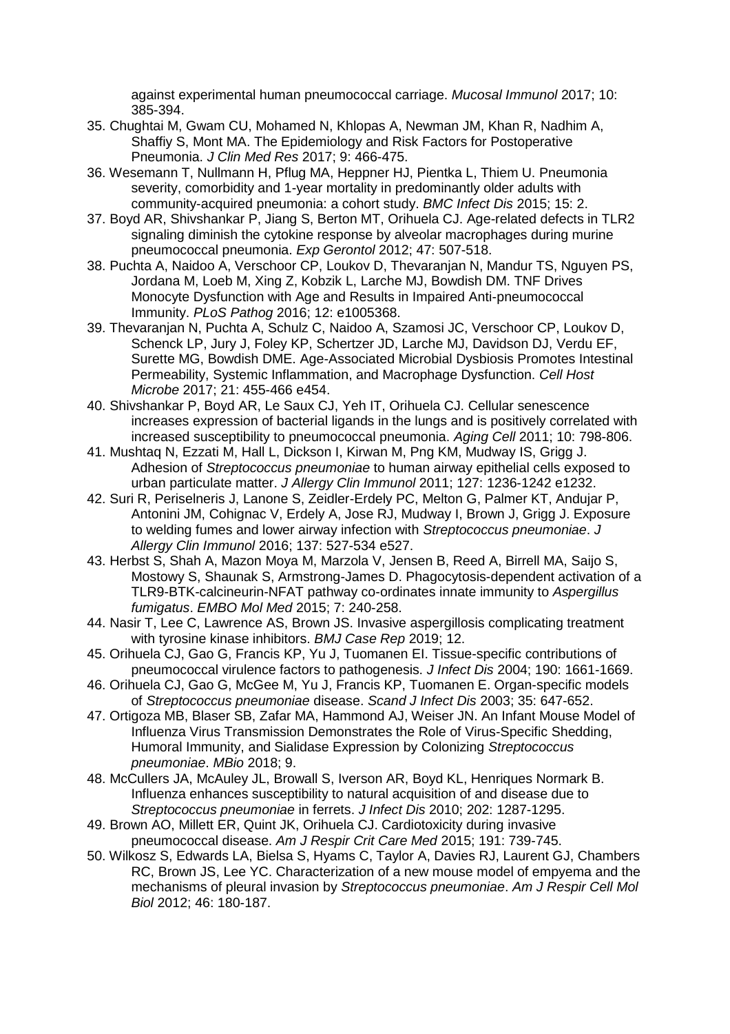against experimental human pneumococcal carriage. *Mucosal Immunol* 2017; 10: 385-394.

35. Chughtai M, Gwam CU, Mohamed N, Khlopas A, Newman JM, Khan R, Nadhim A, Shaffiy S, Mont MA. The Epidemiology and Risk Factors for Postoperative Pneumonia. *J Clin Med Res* 2017; 9: 466-475.
36. Wesemann T, Nullmann H, Pflug MA, Heppner HJ, Pientka L, Thiem U. Pneumonia severity, comorbidity and 1-year mortality in predominantly older adults with community-acquired pneumonia: a cohort study. *BMC Infect Dis* 2015; 15: 2.
37. Boyd AR, Shivshankar P, Jiang S, Berton MT, Orihuela CJ. Age-related defects in TLR2 signaling diminish the cytokine response by alveolar macrophages during murine pneumococcal pneumonia. *Exp Gerontol* 2012; 47: 507-518.
38. Puchta A, Naidoo A, Verschoor CP, Loukov D, Thevaranjan N, Mandur TS, Nguyen PS, Jordana M, Loeb M, Xing Z, Kobzik L, Larche MJ, Bowdish DM. TNF Drives Monocyte Dysfunction with Age and Results in Impaired Anti-pneumococcal Immunity. *PLoS Pathog* 2016; 12: e1005368.
39. Thevaranjan N, Puchta A, Schulz C, Naidoo A, Szamosi JC, Verschoor CP, Loukov D, Schenck LP, Jury J, Foley KP, Schertzer JD, Larche MJ, Davidson DJ, Verdu EF, Surette MG, Bowdish DME. Age-Associated Microbial Dysbiosis Promotes Intestinal Permeability, Systemic Inflammation, and Macrophage Dysfunction. *Cell Host Microbe* 2017; 21: 455-466 e454.
40. Shivshankar P, Boyd AR, Le Saux CJ, Yeh IT, Orihuela CJ. Cellular senescence increases expression of bacterial ligands in the lungs and is positively correlated with increased susceptibility to pneumococcal pneumonia. *Aging Cell* 2011; 10: 798-806.
41. Mushtaq N, Ezzati M, Hall L, Dickson I, Kirwan M, Png KM, Mudway IS, Grigg J. Adhesion of *Streptococcus pneumoniae* to human airway epithelial cells exposed to urban particulate matter. *J Allergy Clin Immunol* 2011; 127: 1236-1242 e1232.
42. Suri R, Periselneris J, Lanone S, Zeidler-Erdely PC, Melton G, Palmer KT, Andujar P, Antonini JM, Cohignac V, Erdely A, Jose RJ, Mudway I, Brown J, Grigg J. Exposure to welding fumes and lower airway infection with *Streptococcus pneumoniae*. *J Allergy Clin Immunol* 2016; 137: 527-534 e527.
43. Herbst S, Shah A, Mazon Moya M, Marzola V, Jensen B, Reed A, Birrell MA, Saijo S, Mostowy S, Shaunak S, Armstrong-James D. Phagocytosis-dependent activation of a TLR9-BTK-calcineurin-NFAT pathway co-ordinates innate immunity to *Aspergillus fumigatus*. *EMBO Mol Med* 2015; 7: 240-258.
44. Nasir T, Lee C, Lawrence AS, Brown JS. Invasive aspergillosis complicating treatment with tyrosine kinase inhibitors. *BMJ Case Rep* 2019; 12.
45. Orihuela CJ, Gao G, Francis KP, Yu J, Tuomanen EI. Tissue-specific contributions of pneumococcal virulence factors to pathogenesis. *J Infect Dis* 2004; 190: 1661-1669.
46. Orihuela CJ, Gao G, McGee M, Yu J, Francis KP, Tuomanen E. Organ-specific models of *Streptococcus pneumoniae* disease. *Scand J Infect Dis* 2003; 35: 647-652.
47. Ortigoza MB, Blaser SB, Zafar MA, Hammond AJ, Weiser JN. An Infant Mouse Model of Influenza Virus Transmission Demonstrates the Role of Virus-Specific Shedding, Humoral Immunity, and Sialidase Expression by Colonizing *Streptococcus pneumoniae*. *MBio* 2018; 9.
48. McCullers JA, McAuley JL, Browall S, Iverson AR, Boyd KL, Henriques Normark B. Influenza enhances susceptibility to natural acquisition of and disease due to *Streptococcus pneumoniae* in ferrets. *J Infect Dis* 2010; 202: 1287-1295.
49. Brown AO, Millett ER, Quint JK, Orihuela CJ. Cardiotoxicity during invasive pneumococcal disease. *Am J Respir Crit Care Med* 2015; 191: 739-745.
50. Wilkosz S, Edwards LA, Bielsa S, Hyams C, Taylor A, Davies RJ, Laurent GJ, Chambers RC, Brown JS, Lee YC. Characterization of a new mouse model of empyema and the mechanisms of pleural invasion by *Streptococcus pneumoniae*. *Am J Respir Cell Mol Biol* 2012; 46: 180-187.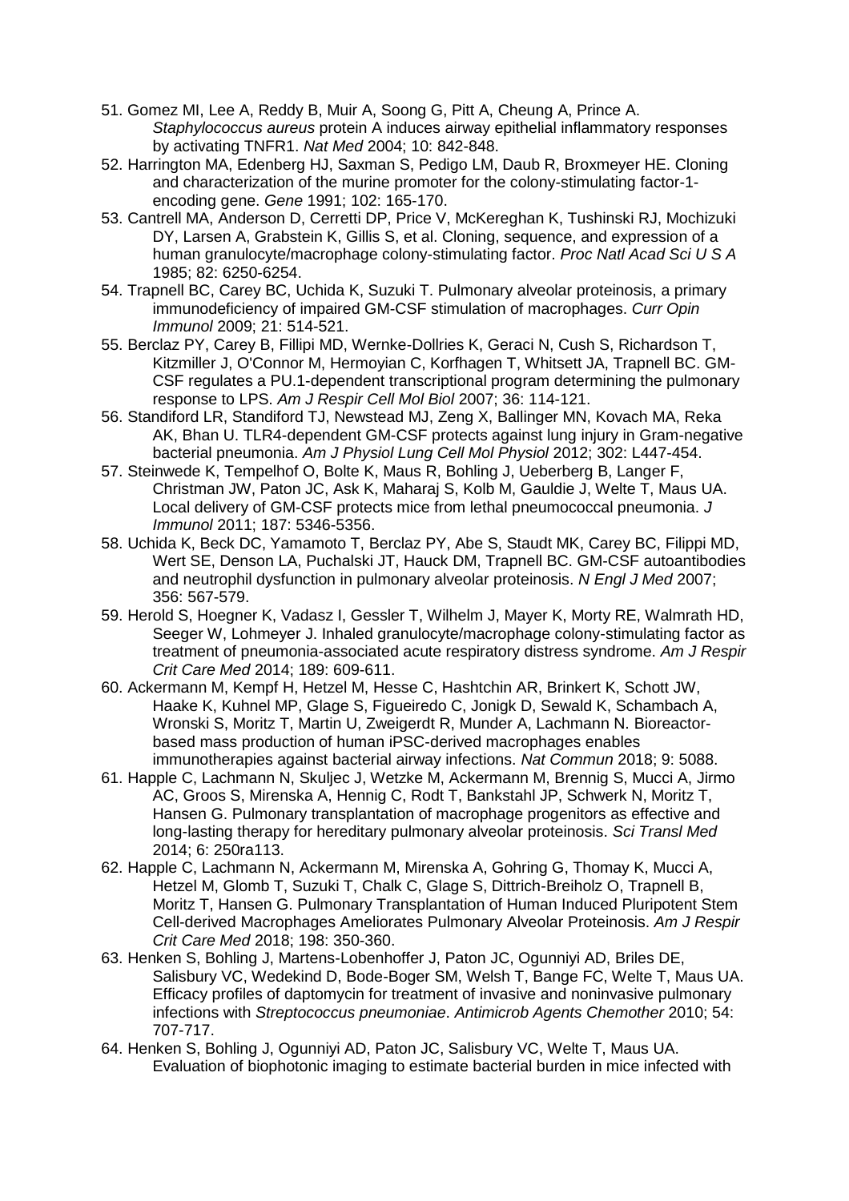51. Gomez MI, Lee A, Reddy B, Muir A, Soong G, Pitt A, Cheung A, Prince A. *Staphylococcus aureus* protein A induces airway epithelial inflammatory responses by activating TNFR1. *Nat Med* 2004; 10: 842-848.
52. Harrington MA, Edenberg HJ, Saxman S, Pedigo LM, Daub R, Broxmeyer HE. Cloning and characterization of the murine promoter for the colony-stimulating factor-1-encoding gene. *Gene* 1991; 102: 165-170.
53. Cantrell MA, Anderson D, Cerretti DP, Price V, McKereghan K, Tushinski RJ, Mochizuki DY, Larsen A, Grabstein K, Gillis S, et al. Cloning, sequence, and expression of a human granulocyte/macrophage colony-stimulating factor. *Proc Natl Acad Sci U S A* 1985; 82: 6250-6254.
54. Trapnell BC, Carey BC, Uchida K, Suzuki T. Pulmonary alveolar proteinosis, a primary immunodeficiency of impaired GM-CSF stimulation of macrophages. *Curr Opin Immunol* 2009; 21: 514-521.
55. Berclaz PY, Carey B, Fillipi MD, Wernke-Dollries K, Geraci N, Cush S, Richardson T, Kitzmiller J, O'Connor M, Hermoyian C, Korfhagen T, Whitsett JA, Trapnell BC. GM-CSF regulates a PU.1-dependent transcriptional program determining the pulmonary response to LPS. *Am J Respir Cell Mol Biol* 2007; 36: 114-121.
56. Standiford LR, Standiford TJ, Newstead MJ, Zeng X, Ballinger MN, Kovach MA, Reka AK, Bhan U. TLR4-dependent GM-CSF protects against lung injury in Gram-negative bacterial pneumonia. *Am J Physiol Lung Cell Mol Physiol* 2012; 302: L447-454.
57. Steinwede K, Tempelhof O, Bolte K, Maus R, Bohling J, Ueberberg B, Langer F, Christman JW, Paton JC, Ask K, Maharaj S, Kolb M, Gauldie J, Welte T, Maus UA. Local delivery of GM-CSF protects mice from lethal pneumococcal pneumonia. *J Immunol* 2011; 187: 5346-5356.
58. Uchida K, Beck DC, Yamamoto T, Berclaz PY, Abe S, Staudt MK, Carey BC, Filippi MD, Wert SE, Denson LA, Puchalski JT, Hauck DM, Trapnell BC. GM-CSF autoantibodies and neutrophil dysfunction in pulmonary alveolar proteinosis. *N Engl J Med* 2007; 356: 567-579.
59. Herold S, Hoegner K, Vadasz I, Gessler T, Wilhelm J, Mayer K, Morty RE, Walmrath HD, Seeger W, Lohmeyer J. Inhaled granulocyte/macrophage colony-stimulating factor as treatment of pneumonia-associated acute respiratory distress syndrome. *Am J Respir Crit Care Med* 2014; 189: 609-611.
60. Ackermann M, Kempf H, Hetzel M, Hesse C, Hashtchin AR, Brinkert K, Schott JW, Haake K, Kuhnel MP, Glage S, Figueiredo C, Jonigk D, Sewald K, Schambach A, Wronski S, Moritz T, Martin U, Zweigerdt R, Munder A, Lachmann N. Bioreactor-based mass production of human iPSC-derived macrophages enables immunotherapies against bacterial airway infections. *Nat Commun* 2018; 9: 5088.
61. Happle C, Lachmann N, Skuljec J, Wetzke M, Ackermann M, Brennig S, Mucci A, Jirmo AC, Groos S, Mirenska A, Hennig C, Rodt T, Bankstahl JP, Schwerk N, Moritz T, Hansen G. Pulmonary transplantation of macrophage progenitors as effective and long-lasting therapy for hereditary pulmonary alveolar proteinosis. *Sci Transl Med* 2014; 6: 250ra113.
62. Happle C, Lachmann N, Ackermann M, Mirenska A, Gohring G, Thomay K, Mucci A, Hetzel M, Glomb T, Suzuki T, Chalk C, Glage S, Dittrich-Breiholz O, Trapnell B, Moritz T, Hansen G. Pulmonary Transplantation of Human Induced Pluripotent Stem Cell-derived Macrophages Ameliorates Pulmonary Alveolar Proteinosis. *Am J Respir Crit Care Med* 2018; 198: 350-360.
63. Henken S, Bohling J, Martens-Lobenhoffer J, Paton JC, Ogunniyi AD, Briles DE, Salisbury VC, Wedekind D, Bode-Boger SM, Welsh T, Bange FC, Welte T, Maus UA. Efficacy profiles of daptomycin for treatment of invasive and noninvasive pulmonary infections with *Streptococcus pneumoniae*. *Antimicrob Agents Chemother* 2010; 54: 707-717.
64. Henken S, Bohling J, Ogunniyi AD, Paton JC, Salisbury VC, Welte T, Maus UA. Evaluation of biophotonic imaging to estimate bacterial burden in mice infected with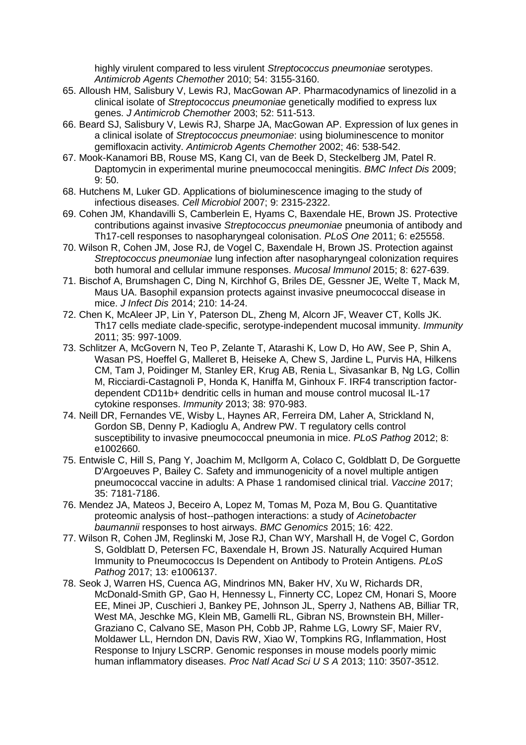highly virulent compared to less virulent *Streptococcus pneumoniae* serotypes. *Antimicrob Agents Chemother* 2010; 54: 3155-3160.

65. Alloush HM, Salisbury V, Lewis RJ, MacGowan AP. Pharmacodynamics of linezolid in a clinical isolate of *Streptococcus pneumoniae* genetically modified to express lux genes. *J Antimicrob Chemother* 2003; 52: 511-513.
66. Beard SJ, Salisbury V, Lewis RJ, Sharpe JA, MacGowan AP. Expression of lux genes in a clinical isolate of *Streptococcus pneumoniae*: using bioluminescence to monitor gemifloxacin activity. *Antimicrob Agents Chemother* 2002; 46: 538-542.
67. Mook-Kanamori BB, Rouse MS, Kang CI, van de Beek D, Steckelberg JM, Patel R. Daptomycin in experimental murine pneumococcal meningitis. *BMC Infect Dis* 2009; 9: 50.
68. Hutchens M, Luker GD. Applications of bioluminescence imaging to the study of infectious diseases. *Cell Microbiol* 2007; 9: 2315-2322.
69. Cohen JM, Khandavilli S, Camberlein E, Hyams C, Baxendale HE, Brown JS. Protective contributions against invasive *Streptococcus pneumoniae* pneumonia of antibody and Th17-cell responses to nasopharyngeal colonisation. *PLoS One* 2011; 6: e25558.
70. Wilson R, Cohen JM, Jose RJ, de Vogel C, Baxendale H, Brown JS. Protection against *Streptococcus pneumoniae* lung infection after nasopharyngeal colonization requires both humoral and cellular immune responses. *Mucosal Immunol* 2015; 8: 627-639.
71. Bischof A, Brumshagen C, Ding N, Kirchhof G, Briles DE, Gessner JE, Welte T, Mack M, Maus UA. Basophil expansion protects against invasive pneumococcal disease in mice. *J Infect Dis* 2014; 210: 14-24.
72. Chen K, McAleer JP, Lin Y, Paterson DL, Zheng M, Alcorn JF, Weaver CT, Kolls JK. Th17 cells mediate clade-specific, serotype-independent mucosal immunity. *Immunity* 2011; 35: 997-1009.
73. Schlitzer A, McGovern N, Teo P, Zelante T, Atarashi K, Low D, Ho AW, See P, Shin A, Wasan PS, Hoeffel G, Malleret B, Heiseke A, Chew S, Jardine L, Purvis HA, Hilkens CM, Tam J, Poidinger M, Stanley ER, Krug AB, Renia L, Sivasankar B, Ng LG, Collin M, Ricciardi-Castagnoli P, Honda K, Haniffa M, Ginhoux F. IRF4 transcription factor-dependent CD11b+ dendritic cells in human and mouse control mucosal IL-17 cytokine responses. *Immunity* 2013; 38: 970-983.
74. Neill DR, Fernandes VE, Wisby L, Haynes AR, Ferreira DM, Laher A, Strickland N, Gordon SB, Denny P, Kadioglu A, Andrew PW. T regulatory cells control susceptibility to invasive pneumococcal pneumonia in mice. *PLoS Pathog* 2012; 8: e1002660.
75. Entwisle C, Hill S, Pang Y, Joachim M, McIlgorm A, Colaco C, Goldblatt D, De Gorguette D'Argoeuves P, Bailey C. Safety and immunogenicity of a novel multiple antigen pneumococcal vaccine in adults: A Phase 1 randomised clinical trial. *Vaccine* 2017; 35: 7181-7186.
76. Mendez JA, Mateos J, Beceiro A, Lopez M, Tomas M, Poza M, Bou G. Quantitative proteomic analysis of host--pathogen interactions: a study of *Acinetobacter baumannii* responses to host airways. *BMC Genomics* 2015; 16: 422.
77. Wilson R, Cohen JM, Reglinski M, Jose RJ, Chan WY, Marshall H, de Vogel C, Gordon S, Goldblatt D, Petersen FC, Baxendale H, Brown JS. Naturally Acquired Human Immunity to Pneumococcus Is Dependent on Antibody to Protein Antigens. *PLoS Pathog* 2017; 13: e1006137.
78. Seok J, Warren HS, Cuenca AG, Mindrinos MN, Baker HV, Xu W, Richards DR, McDonald-Smith GP, Gao H, Hennessy L, Finnerty CC, Lopez CM, Honari S, Moore EE, Minei JP, Cuschieri J, Bankey PE, Johnson JL, Sperry J, Nathens AB, Billiar TR, West MA, Jeschke MG, Klein MB, Gamelli RL, Gibran NS, Brownstein BH, Miller-Graziano C, Calvano SE, Mason PH, Cobb JP, Rahme LG, Lowry SF, Maier RV, Moldawer LL, Herndon DN, Davis RW, Xiao W, Tompkins RG, Inflammation, Host Response to Injury LSCRP. Genomic responses in mouse models poorly mimic human inflammatory diseases. *Proc Natl Acad Sci U S A* 2013; 110: 3507-3512.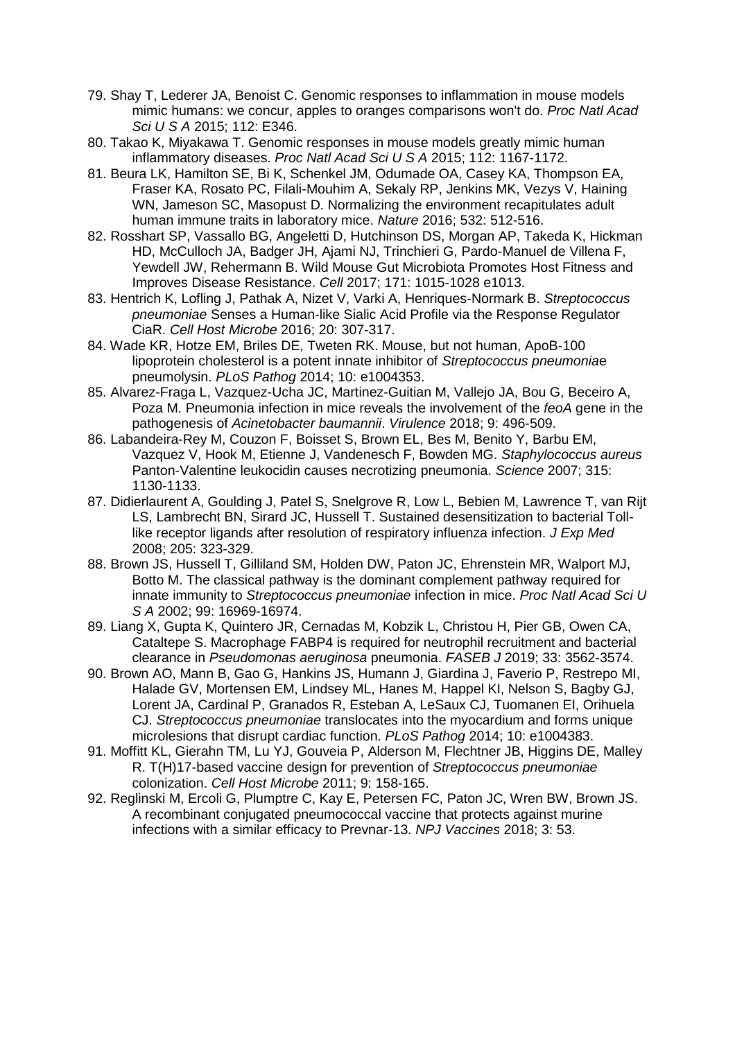79. Shay T, Lederer JA, Benoist C. Genomic responses to inflammation in mouse models mimic humans: we concur, apples to oranges comparisons won't do. *Proc Natl Acad Sci U S A* 2015; 112: E346.
80. Takao K, Miyakawa T. Genomic responses in mouse models greatly mimic human inflammatory diseases. *Proc Natl Acad Sci U S A* 2015; 112: 1167-1172.
81. Beura LK, Hamilton SE, Bi K, Schenkel JM, Odumade OA, Casey KA, Thompson EA, Fraser KA, Rosato PC, Filali-Mouhim A, Sekaly RP, Jenkins MK, Vezys V, Haining WN, Jameson SC, Masopust D. Normalizing the environment recapitulates adult human immune traits in laboratory mice. *Nature* 2016; 532: 512-516.
82. Rosshart SP, Vassallo BG, Angeletti D, Hutchinson DS, Morgan AP, Takeda K, Hickman HD, McCulloch JA, Badger JH, Ajami NJ, Trinchieri G, Pardo-Manuel de Villena F, Yewdell JW, Rehermann B. Wild Mouse Gut Microbiota Promotes Host Fitness and Improves Disease Resistance. *Cell* 2017; 171: 1015-1028 e1013.
83. Hentrich K, Lofling J, Pathak A, Nizet V, Varki A, Henriques-Normark B. *Streptococcus pneumoniae* Senses a Human-like Sialic Acid Profile via the Response Regulator CiaR. *Cell Host Microbe* 2016; 20: 307-317.
84. Wade KR, Hotze EM, Briles DE, Tweten RK. Mouse, but not human, ApoB-100 lipoprotein cholesterol is a potent innate inhibitor of *Streptococcus pneumoniae* pneumolysin. *PLoS Pathog* 2014; 10: e1004353.
85. Alvarez-Fraga L, Vazquez-Ucha JC, Martinez-Guitian M, Vallejo JA, Bou G, Beceiro A, Poza M. Pneumonia infection in mice reveals the involvement of the *feoA* gene in the pathogenesis of *Acinetobacter baumannii*. *Virulence* 2018; 9: 496-509.
86. Labandeira-Rey M, Couzon F, Boisset S, Brown EL, Bes M, Benito Y, Barbu EM, Vazquez V, Hook M, Etienne J, Vandenesch F, Bowden MG. *Staphylococcus aureus* Panton-Valentine leukocidin causes necrotizing pneumonia. *Science* 2007; 315: 1130-1133.
87. Didierlaurent A, Goulding J, Patel S, Snelgrove R, Low L, Bebien M, Lawrence T, van Rijt LS, Lambrecht BN, Sirard JC, Hussell T. Sustained desensitization to bacterial Toll-like receptor ligands after resolution of respiratory influenza infection. *J Exp Med* 2008; 205: 323-329.
88. Brown JS, Hussell T, Gilliland SM, Holden DW, Paton JC, Ehrenstein MR, Walport MJ, Botto M. The classical pathway is the dominant complement pathway required for innate immunity to *Streptococcus pneumoniae* infection in mice. *Proc Natl Acad Sci U S A* 2002; 99: 16969-16974.
89. Liang X, Gupta K, Quintero JR, Cernadas M, Kobzik L, Christou H, Pier GB, Owen CA, Cataltepe S. Macrophage FABP4 is required for neutrophil recruitment and bacterial clearance in *Pseudomonas aeruginosa* pneumonia. *FASEB J* 2019; 33: 3562-3574.
90. Brown AO, Mann B, Gao G, Hankins JS, Humann J, Giardina J, Faverio P, Restrepo MI, Halade GV, Mortensen EM, Lindsey ML, Hanes M, Happel KI, Nelson S, Bagby GJ, Lorent JA, Cardinal P, Granados R, Esteban A, LeSaux CJ, Tuomanen EI, Orihuela CJ. *Streptococcus pneumoniae* translocates into the myocardium and forms unique microlesions that disrupt cardiac function. *PLoS Pathog* 2014; 10: e1004383.
91. Moffitt KL, Gierahn TM, Lu YJ, Gouveia P, Alderson M, Flechtner JB, Higgins DE, Malley R. T(H)17-based vaccine design for prevention of *Streptococcus pneumoniae* colonization. *Cell Host Microbe* 2011; 9: 158-165.
92. Reglinski M, Ercoli G, Plumptre C, Kay E, Petersen FC, Paton JC, Wren BW, Brown JS. A recombinant conjugated pneumococcal vaccine that protects against murine infections with a similar efficacy to Prevnar-13. *NPJ Vaccines* 2018; 3: 53.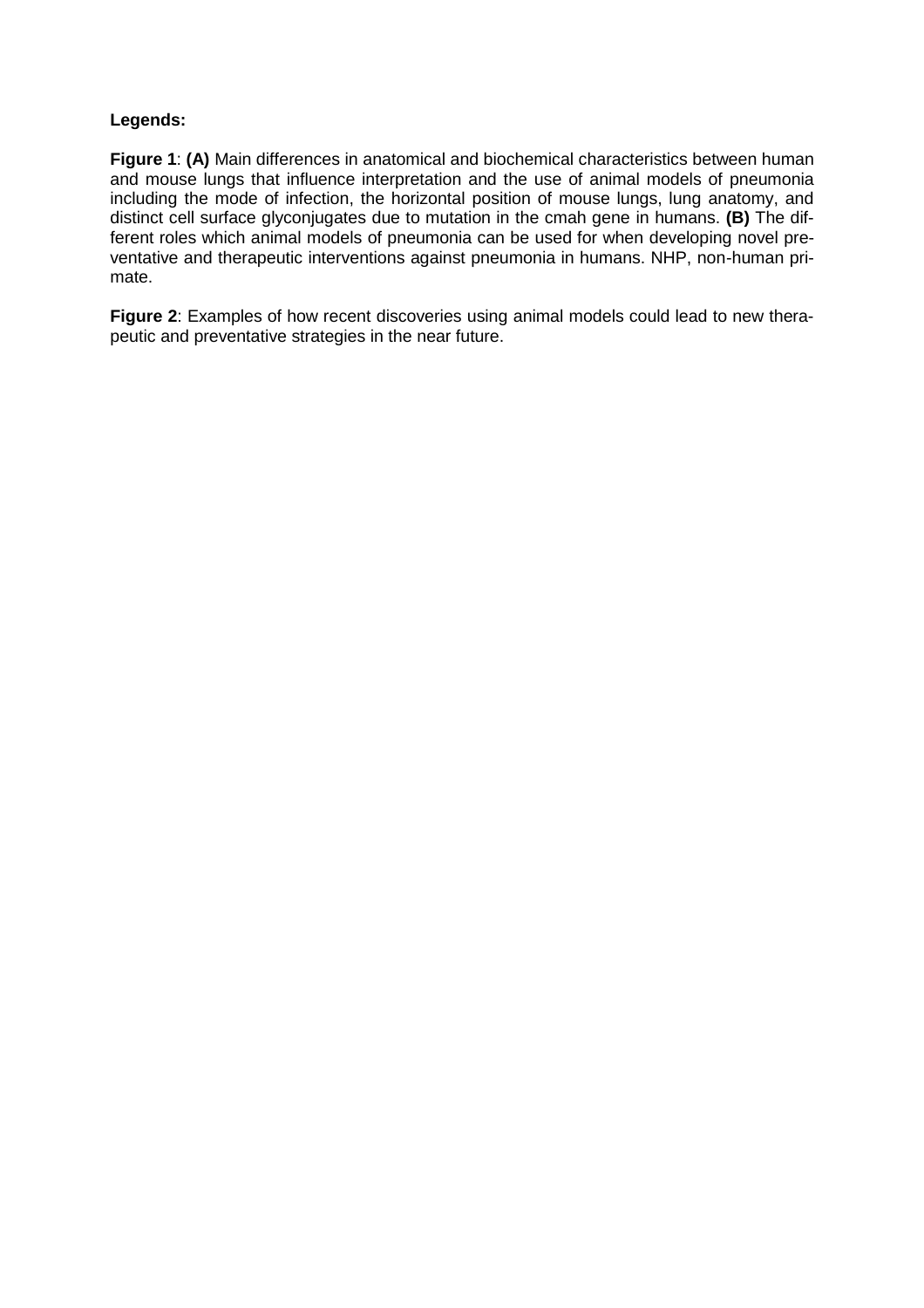**Legends:**

**Figure 1**: **(A)** Main differences in anatomical and biochemical characteristics between human and mouse lungs that influence interpretation and the use of animal models of pneumonia including the mode of infection, the horizontal position of mouse lungs, lung anatomy, and distinct cell surface glyconjugates due to mutation in the cmah gene in humans. **(B)** The different roles which animal models of pneumonia can be used for when developing novel preventative and therapeutic interventions against pneumonia in humans. NHP, non-human primate.

**Figure 2**: Examples of how recent discoveries using animal models could lead to new therapeutic and preventative strategies in the near future.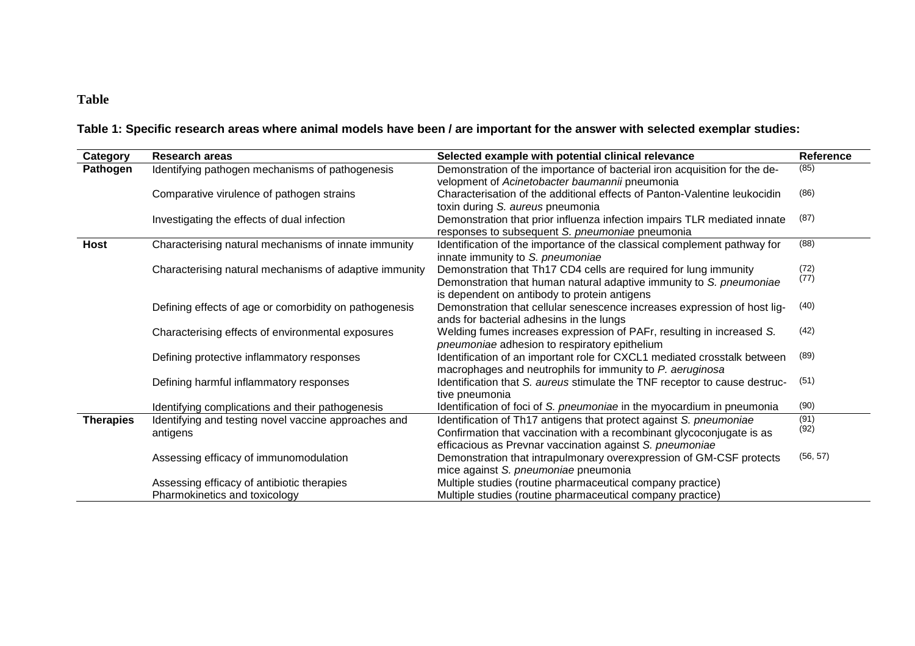# Table

**Table 1: Specific research areas where animal models have been / are important for the answer with selected exemplar studies:**

| Category | Research areas | Selected example with potential clinical relevance | Reference |
|---|---|---|---|
| **Pathogen** | Identifying pathogen mechanisms of pathogenesis | Demonstration of the importance of bacterial iron acquisition for the development of *Acinetobacter baumannii* pneumonia | (85) |
| | Comparative virulence of pathogen strains | Characterisation of the additional effects of Panton-Valentine leukocidin toxin during *S. aureus* pneumonia | (86) |
| | Investigating the effects of dual infection | Demonstration that prior influenza infection impairs TLR mediated innate responses to subsequent *S. pneumoniae* pneumonia | (87) |
| **Host** | Characterising natural mechanisms of innate immunity | Identification of the importance of the classical complement pathway for innate immunity to *S. pneumoniae* | (88) |
| | Characterising natural mechanisms of adaptive immunity | Demonstration that Th17 CD4 cells are required for lung immunity<br>Demonstration that human natural adaptive immunity to *S. pneumoniae* is dependent on antibody to protein antigens | (72)<br>(77) |
| | Defining effects of age or comorbidity on pathogenesis | Demonstration that cellular senescence increases expression of host ligands for bacterial adhesins in the lungs | (40) |
| | Characterising effects of environmental exposures | Welding fumes increases expression of PAFr, resulting in increased *S. pneumoniae* adhesion to respiratory epithelium | (42) |
| | Defining protective inflammatory responses | Identification of an important role for CXCL1 mediated crosstalk between macrophages and neutrophils for immunity to *P. aeruginosa* | (89) |
| | Defining harmful inflammatory responses | Identification that *S. aureus* stimulate the TNF receptor to cause destructive pneumonia | (51) |
| | Identifying complications and their pathogenesis | Identification of foci of *S. pneumoniae* in the myocardium in pneumonia | (90) |
| **Therapies** | Identifying and testing novel vaccine approaches and antigens | Identification of Th17 antigens that protect against *S. pneumoniae*<br>Confirmation that vaccination with a recombinant glycoconjugate is as efficacious as Prevnar vaccination against *S. pneumoniae* | (91)<br>(92) |
| | Assessing efficacy of immunomodulation | Demonstration that intrapulmonary overexpression of GM-CSF protects mice against *S. pneumoniae* pneumonia | (56, 57) |
| | Assessing efficacy of antibiotic therapies | Multiple studies (routine pharmaceutical company practice) | |
| | Pharmokinetics and toxicology | Multiple studies (routine pharmaceutical company practice) | |